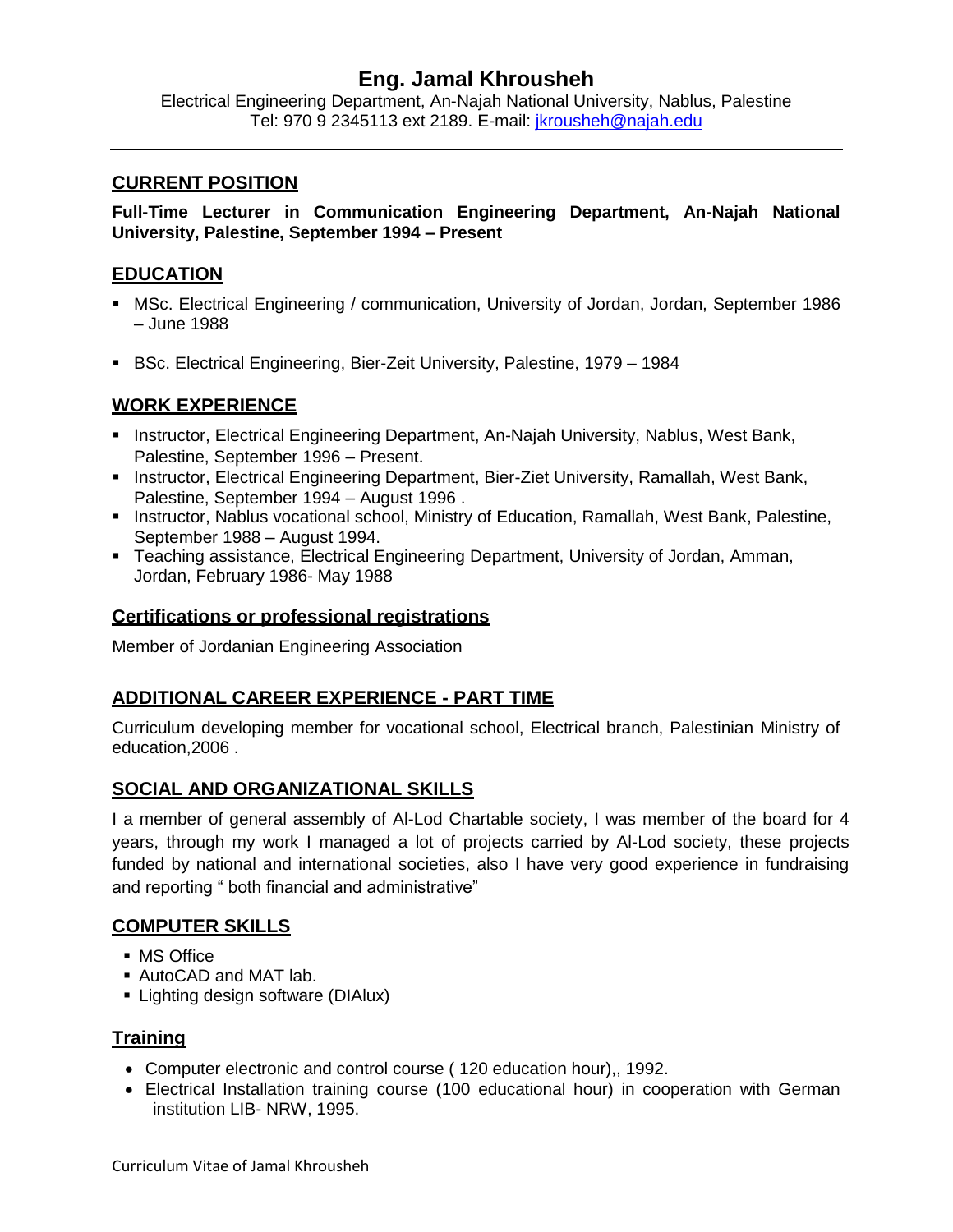# Eng. Jamal Khrousheh

Electrical Engineering Department, An-Najah National University, Nablus, Palestine
Tel: 970 9 2345113 ext 2189. E-mail: jkrousheh@najah.edu

---

## CURRENT POSITION

**Full-Time Lecturer in Communication Engineering Department, An-Najah National University, Palestine, September 1994 – Present**

## EDUCATION

- MSc. Electrical Engineering / communication, University of Jordan, Jordan, September 1986 – June 1988
- BSc. Electrical Engineering, Bier-Zeit University, Palestine, 1979 – 1984

## WORK EXPERIENCE

- Instructor, Electrical Engineering Department, An-Najah University, Nablus, West Bank, Palestine, September 1996 – Present.
- Instructor, Electrical Engineering Department, Bier-Ziet University, Ramallah, West Bank, Palestine, September 1994 – August 1996 .
- Instructor, Nablus vocational school, Ministry of Education, Ramallah, West Bank, Palestine, September 1988 – August 1994.
- Teaching assistance, Electrical Engineering Department, University of Jordan, Amman, Jordan, February 1986- May 1988

## Certifications or professional registrations

Member of Jordanian Engineering Association

## ADDITIONAL CAREER EXPERIENCE - PART TIME

Curriculum developing member for vocational school, Electrical branch, Palestinian Ministry of education,2006 .

## SOCIAL AND ORGANIZATIONAL SKILLS

I a member of general assembly of Al-Lod Chartable society, I was member of the board for 4 years, through my work I managed a lot of projects carried by Al-Lod society, these projects funded by national and international societies, also I have very good experience in fundraising and reporting " both financial and administrative"

## COMPUTER SKILLS

- MS Office
- AutoCAD and MAT lab.
- Lighting design software (DIAlux)

## Training

- Computer electronic and control course ( 120 education hour),, 1992.
- Electrical Installation training course (100 educational hour) in cooperation with German institution LIB- NRW, 1995.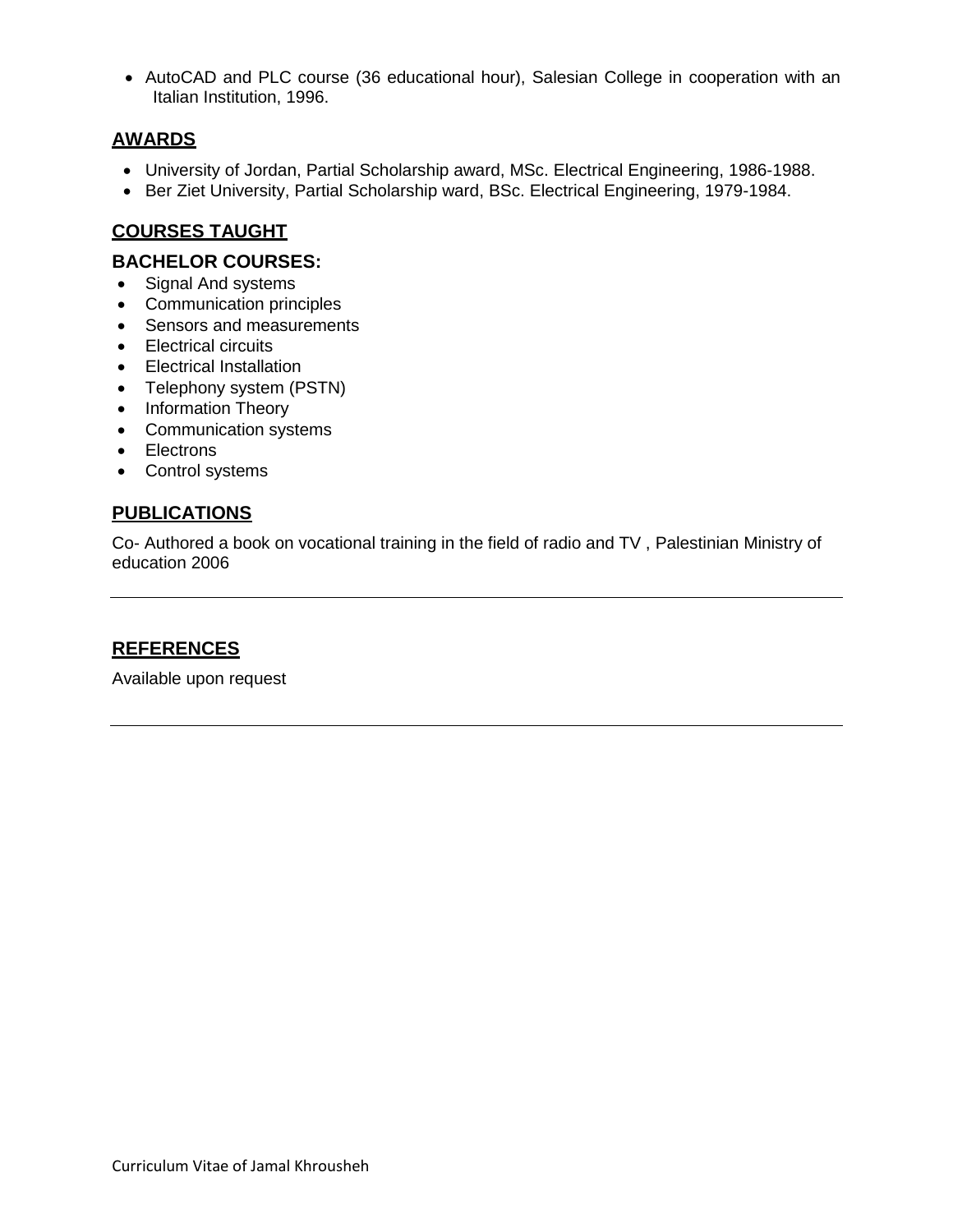- AutoCAD and PLC course (36 educational hour), Salesian College in cooperation with an Italian Institution, 1996.

## AWARDS

- University of Jordan, Partial Scholarship award, MSc. Electrical Engineering, 1986-1988.
- Ber Ziet University, Partial Scholarship ward, BSc. Electrical Engineering, 1979-1984.

## COURSES TAUGHT

### BACHELOR COURSES:

- Signal And systems
- Communication principles
- Sensors and measurements
- Electrical circuits
- Electrical Installation
- Telephony system (PSTN)
- Information Theory
- Communication systems
- Electrons
- Control systems

## PUBLICATIONS

Co- Authored a book on vocational training in the field of radio and TV , Palestinian Ministry of education 2006

---

## REFERENCES

Available upon request

---